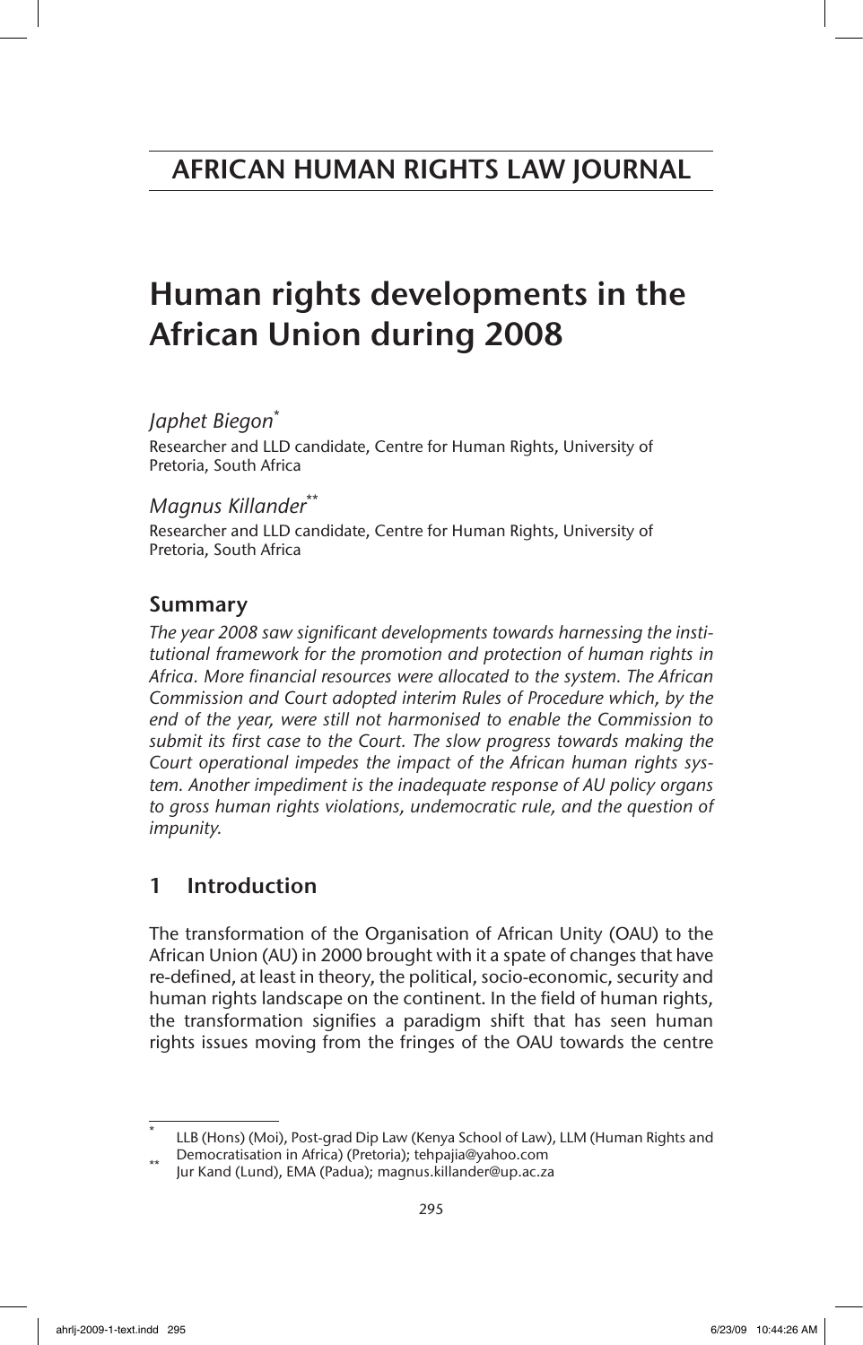AFRICAN HUMAN RIGHTS LAW JOURNAL

# Human rights developments in the African Union during 2008

*Japhet Biegon*[*]

Researcher and LLD candidate, Centre for Human Rights, University of Pretoria, South Africa

*Magnus Killander*[**]

Researcher and LLD candidate, Centre for Human Rights, University of Pretoria, South Africa

## Summary

*The year 2008 saw significant developments towards harnessing the institutional framework for the promotion and protection of human rights in Africa. More financial resources were allocated to the system. The African Commission and Court adopted interim Rules of Procedure which, by the end of the year, were still not harmonised to enable the Commission to submit its first case to the Court. The slow progress towards making the Court operational impedes the impact of the African human rights system. Another impediment is the inadequate response of AU policy organs to gross human rights violations, undemocratic rule, and the question of impunity.*

## 1 Introduction

The transformation of the Organisation of African Unity (OAU) to the African Union (AU) in 2000 brought with it a spate of changes that have re-defined, at least in theory, the political, socio-economic, security and human rights landscape on the continent. In the field of human rights, the transformation signifies a paradigm shift that has seen human rights issues moving from the fringes of the OAU towards the centre

---

[*] LLB (Hons) (Moi), Post-grad Dip Law (Kenya School of Law), LLM (Human Rights and Democratisation in Africa) (Pretoria); tehpajia@yahoo.com

[**] Jur Kand (Lund), EMA (Padua); magnus.killander@up.ac.za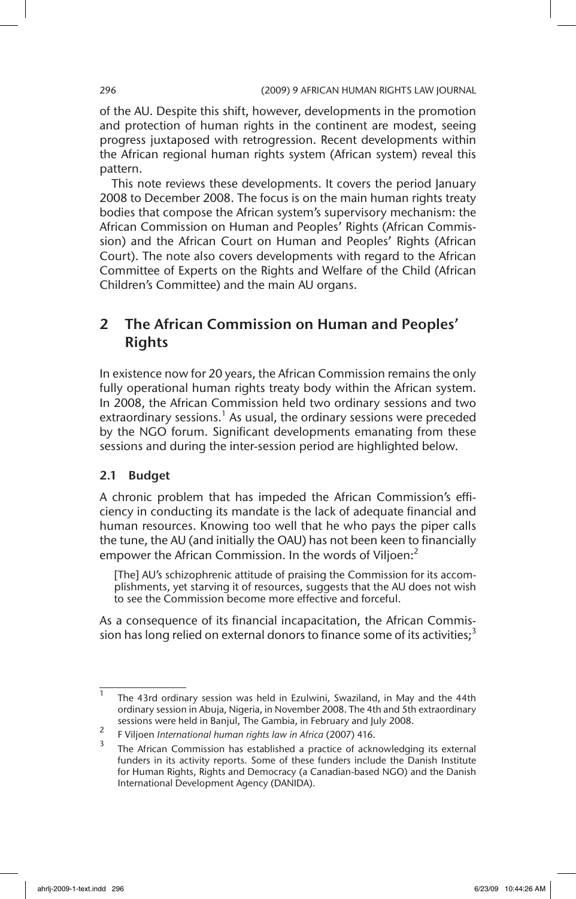of the AU. Despite this shift, however, developments in the promotion and protection of human rights in the continent are modest, seeing progress juxtaposed with retrogression. Recent developments within the African regional human rights system (African system) reveal this pattern.

This note reviews these developments. It covers the period January 2008 to December 2008. The focus is on the main human rights treaty bodies that compose the African system's supervisory mechanism: the African Commission on Human and Peoples' Rights (African Commission) and the African Court on Human and Peoples' Rights (African Court). The note also covers developments with regard to the African Committee of Experts on the Rights and Welfare of the Child (African Children's Committee) and the main AU organs.

## 2 The African Commission on Human and Peoples' Rights

In existence now for 20 years, the African Commission remains the only fully operational human rights treaty body within the African system. In 2008, the African Commission held two ordinary sessions and two extraordinary sessions.[1] As usual, the ordinary sessions were preceded by the NGO forum. Significant developments emanating from these sessions and during the inter-session period are highlighted below.

### 2.1 Budget

A chronic problem that has impeded the African Commission's efficiency in conducting its mandate is the lack of adequate financial and human resources. Knowing too well that he who pays the piper calls the tune, the AU (and initially the OAU) has not been keen to financially empower the African Commission. In the words of Viljoen:[2]

> [The] AU's schizophrenic attitude of praising the Commission for its accomplishments, yet starving it of resources, suggests that the AU does not wish to see the Commission become more effective and forceful.

As a consequence of its financial incapacitation, the African Commission has long relied on external donors to finance some of its activities;[3]

---

[1] The 43rd ordinary session was held in Ezulwini, Swaziland, in May and the 44th ordinary session in Abuja, Nigeria, in November 2008. The 4th and 5th extraordinary sessions were held in Banjul, The Gambia, in February and July 2008.

[2] F Viljoen *International human rights law in Africa* (2007) 416.

[3] The African Commission has established a practice of acknowledging its external funders in its activity reports. Some of these funders include the Danish Institute for Human Rights, Rights and Democracy (a Canadian-based NGO) and the Danish International Development Agency (DANIDA).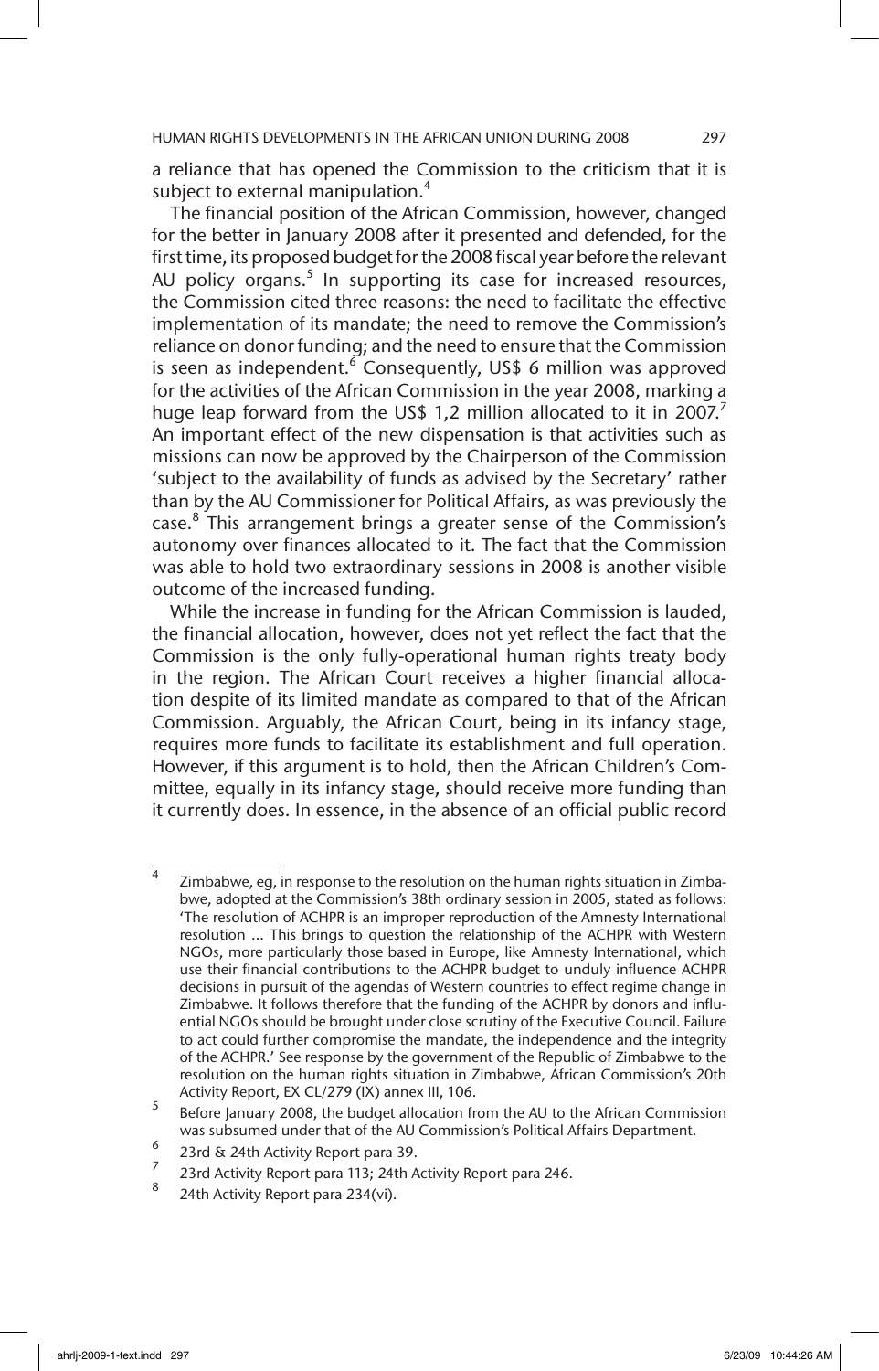a reliance that has opened the Commission to the criticism that it is subject to external manipulation.[4]

The financial position of the African Commission, however, changed for the better in January 2008 after it presented and defended, for the first time, its proposed budget for the 2008 fiscal year before the relevant AU policy organs.[5] In supporting its case for increased resources, the Commission cited three reasons: the need to facilitate the effective implementation of its mandate; the need to remove the Commission's reliance on donor funding; and the need to ensure that the Commission is seen as independent.[6] Consequently, US$ 6 million was approved for the activities of the African Commission in the year 2008, marking a huge leap forward from the US$ 1,2 million allocated to it in 2007.[7] An important effect of the new dispensation is that activities such as missions can now be approved by the Chairperson of the Commission 'subject to the availability of funds as advised by the Secretary' rather than by the AU Commissioner for Political Affairs, as was previously the case.[8] This arrangement brings a greater sense of the Commission's autonomy over finances allocated to it. The fact that the Commission was able to hold two extraordinary sessions in 2008 is another visible outcome of the increased funding.

While the increase in funding for the African Commission is lauded, the financial allocation, however, does not yet reflect the fact that the Commission is the only fully-operational human rights treaty body in the region. The African Court receives a higher financial allocation despite of its limited mandate as compared to that of the African Commission. Arguably, the African Court, being in its infancy stage, requires more funds to facilitate its establishment and full operation. However, if this argument is to hold, then the African Children's Committee, equally in its infancy stage, should receive more funding than it currently does. In essence, in the absence of an official public record

---

[4] Zimbabwe, eg, in response to the resolution on the human rights situation in Zimbabwe, adopted at the Commission's 38th ordinary session in 2005, stated as follows: 'The resolution of ACHPR is an improper reproduction of the Amnesty International resolution ... This brings to question the relationship of the ACHPR with Western NGOs, more particularly those based in Europe, like Amnesty International, which use their financial contributions to the ACHPR budget to unduly influence ACHPR decisions in pursuit of the agendas of Western countries to effect regime change in Zimbabwe. It follows therefore that the funding of the ACHPR by donors and influential NGOs should be brought under close scrutiny of the Executive Council. Failure to act could further compromise the mandate, the independence and the integrity of the ACHPR.' See response by the government of the Republic of Zimbabwe to the resolution on the human rights situation in Zimbabwe, African Commission's 20th Activity Report, EX CL/279 (IX) annex III, 106.

[5] Before January 2008, the budget allocation from the AU to the African Commission was subsumed under that of the AU Commission's Political Affairs Department.

[6] 23rd & 24th Activity Report para 39.

[7] 23rd Activity Report para 113; 24th Activity Report para 246.

[8] 24th Activity Report para 234(vi).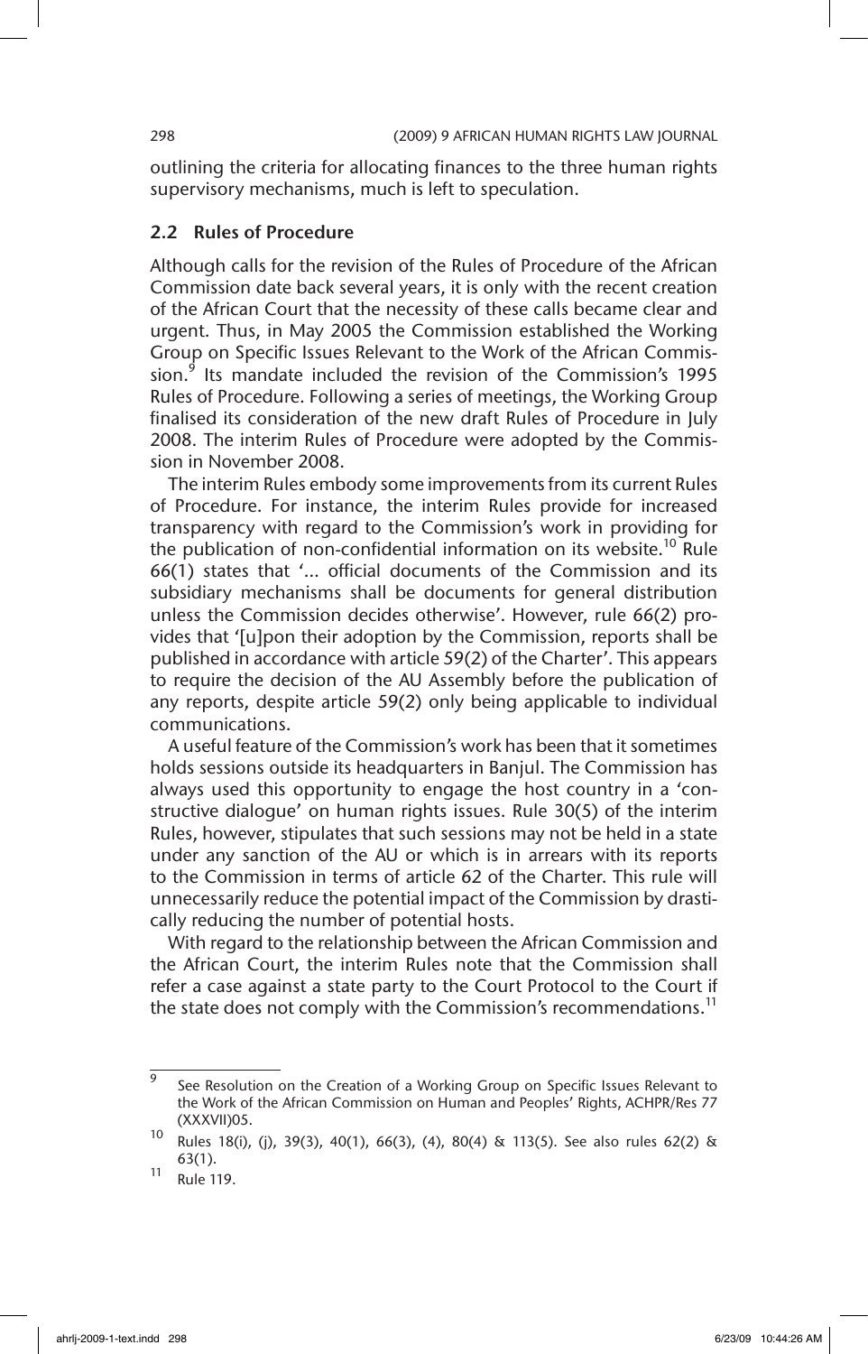outlining the criteria for allocating finances to the three human rights supervisory mechanisms, much is left to speculation.

### 2.2 Rules of Procedure

Although calls for the revision of the Rules of Procedure of the African Commission date back several years, it is only with the recent creation of the African Court that the necessity of these calls became clear and urgent. Thus, in May 2005 the Commission established the Working Group on Specific Issues Relevant to the Work of the African Commission.[9] Its mandate included the revision of the Commission's 1995 Rules of Procedure. Following a series of meetings, the Working Group finalised its consideration of the new draft Rules of Procedure in July 2008. The interim Rules of Procedure were adopted by the Commission in November 2008.

The interim Rules embody some improvements from its current Rules of Procedure. For instance, the interim Rules provide for increased transparency with regard to the Commission's work in providing for the publication of non-confidential information on its website.[10] Rule 66(1) states that '... official documents of the Commission and its subsidiary mechanisms shall be documents for general distribution unless the Commission decides otherwise'. However, rule 66(2) provides that '[u]pon their adoption by the Commission, reports shall be published in accordance with article 59(2) of the Charter'. This appears to require the decision of the AU Assembly before the publication of any reports, despite article 59(2) only being applicable to individual communications.

A useful feature of the Commission's work has been that it sometimes holds sessions outside its headquarters in Banjul. The Commission has always used this opportunity to engage the host country in a 'constructive dialogue' on human rights issues. Rule 30(5) of the interim Rules, however, stipulates that such sessions may not be held in a state under any sanction of the AU or which is in arrears with its reports to the Commission in terms of article 62 of the Charter. This rule will unnecessarily reduce the potential impact of the Commission by drastically reducing the number of potential hosts.

With regard to the relationship between the African Commission and the African Court, the interim Rules note that the Commission shall refer a case against a state party to the Court Protocol to the Court if the state does not comply with the Commission's recommendations.[11]

---

[9] See Resolution on the Creation of a Working Group on Specific Issues Relevant to the Work of the African Commission on Human and Peoples' Rights, ACHPR/Res 77 (XXXVII)05.

[10] Rules 18(i), (j), 39(3), 40(1), 66(3), (4), 80(4) & 113(5). See also rules 62(2) & 63(1).

[11] Rule 119.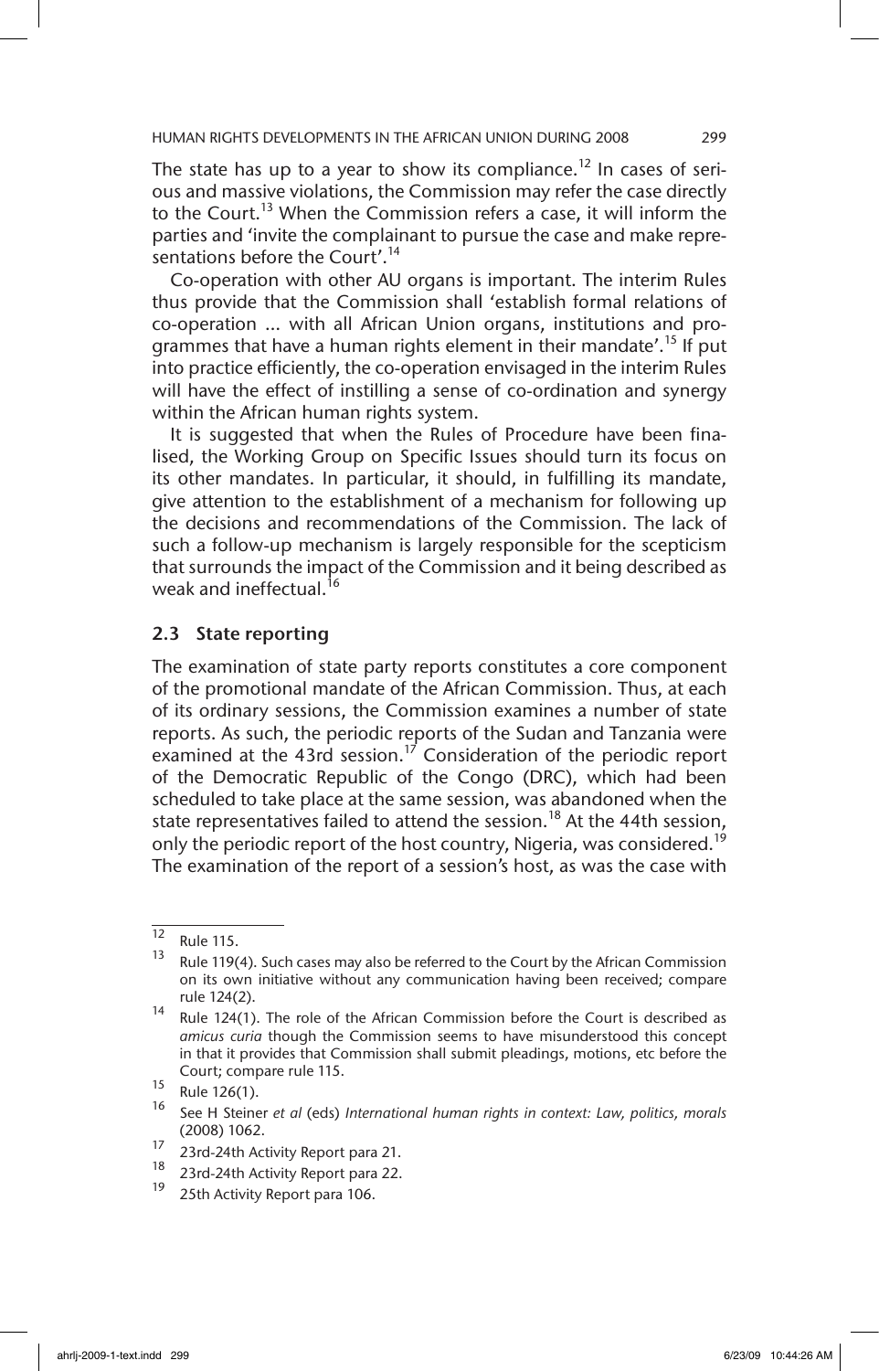The state has up to a year to show its compliance.[12] In cases of serious and massive violations, the Commission may refer the case directly to the Court.[13] When the Commission refers a case, it will inform the parties and 'invite the complainant to pursue the case and make representations before the Court'.[14]

Co-operation with other AU organs is important. The interim Rules thus provide that the Commission shall 'establish formal relations of co-operation ... with all African Union organs, institutions and programmes that have a human rights element in their mandate'.[15] If put into practice efficiently, the co-operation envisaged in the interim Rules will have the effect of instilling a sense of co-ordination and synergy within the African human rights system.

It is suggested that when the Rules of Procedure have been finalised, the Working Group on Specific Issues should turn its focus on its other mandates. In particular, it should, in fulfilling its mandate, give attention to the establishment of a mechanism for following up the decisions and recommendations of the Commission. The lack of such a follow-up mechanism is largely responsible for the scepticism that surrounds the impact of the Commission and it being described as weak and ineffectual.[16]

### 2.3 State reporting

The examination of state party reports constitutes a core component of the promotional mandate of the African Commission. Thus, at each of its ordinary sessions, the Commission examines a number of state reports. As such, the periodic reports of the Sudan and Tanzania were examined at the 43rd session.[17] Consideration of the periodic report of the Democratic Republic of the Congo (DRC), which had been scheduled to take place at the same session, was abandoned when the state representatives failed to attend the session.[18] At the 44th session, only the periodic report of the host country, Nigeria, was considered.[19] The examination of the report of a session's host, as was the case with

---

[12] Rule 115.

[13] Rule 119(4). Such cases may also be referred to the Court by the African Commission on its own initiative without any communication having been received; compare rule 124(2).

[14] Rule 124(1). The role of the African Commission before the Court is described as *amicus curia* though the Commission seems to have misunderstood this concept in that it provides that Commission shall submit pleadings, motions, etc before the Court; compare rule 115.

[15] Rule 126(1).

[16] See H Steiner *et al* (eds) *International human rights in context: Law, politics, morals* (2008) 1062.

[17] 23rd-24th Activity Report para 21.

[18] 23rd-24th Activity Report para 22.

[19] 25th Activity Report para 106.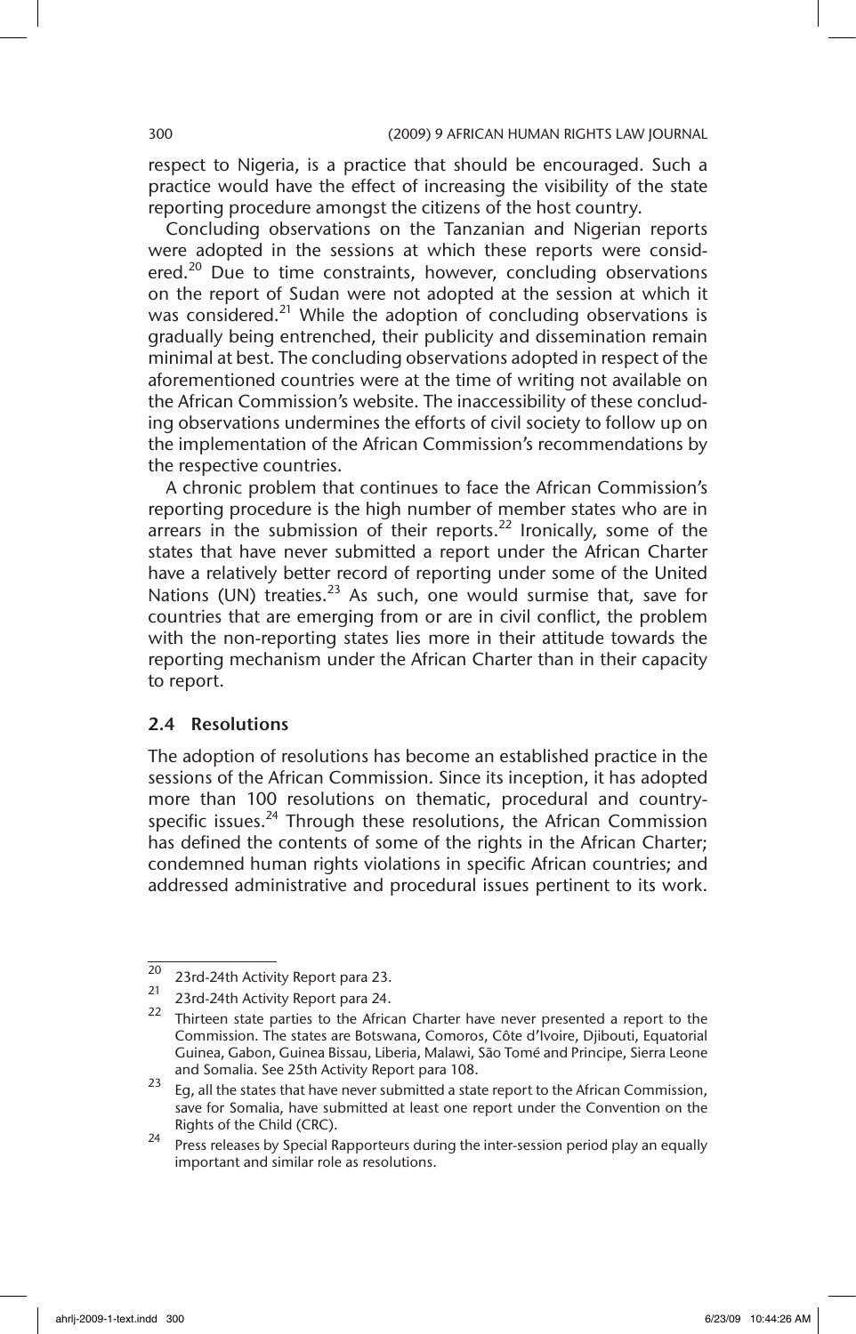respect to Nigeria, is a practice that should be encouraged. Such a practice would have the effect of increasing the visibility of the state reporting procedure amongst the citizens of the host country.

Concluding observations on the Tanzanian and Nigerian reports were adopted in the sessions at which these reports were considered.[20] Due to time constraints, however, concluding observations on the report of Sudan were not adopted at the session at which it was considered.[21] While the adoption of concluding observations is gradually being entrenched, their publicity and dissemination remain minimal at best. The concluding observations adopted in respect of the aforementioned countries were at the time of writing not available on the African Commission's website. The inaccessibility of these concluding observations undermines the efforts of civil society to follow up on the implementation of the African Commission's recommendations by the respective countries.

A chronic problem that continues to face the African Commission's reporting procedure is the high number of member states who are in arrears in the submission of their reports.[22] Ironically, some of the states that have never submitted a report under the African Charter have a relatively better record of reporting under some of the United Nations (UN) treaties.[23] As such, one would surmise that, save for countries that are emerging from or are in civil conflict, the problem with the non-reporting states lies more in their attitude towards the reporting mechanism under the African Charter than in their capacity to report.

### 2.4 Resolutions

The adoption of resolutions has become an established practice in the sessions of the African Commission. Since its inception, it has adopted more than 100 resolutions on thematic, procedural and country-specific issues.[24] Through these resolutions, the African Commission has defined the contents of some of the rights in the African Charter; condemned human rights violations in specific African countries; and addressed administrative and procedural issues pertinent to its work.

---

20 23rd-24th Activity Report para 23.

21 23rd-24th Activity Report para 24.

22 Thirteen state parties to the African Charter have never presented a report to the Commission. The states are Botswana, Comoros, Côte d'Ivoire, Djibouti, Equatorial Guinea, Gabon, Guinea Bissau, Liberia, Malawi, São Tomé and Principe, Sierra Leone and Somalia. See 25th Activity Report para 108.

23 Eg, all the states that have never submitted a state report to the African Commission, save for Somalia, have submitted at least one report under the Convention on the Rights of the Child (CRC).

24 Press releases by Special Rapporteurs during the inter-session period play an equally important and similar role as resolutions.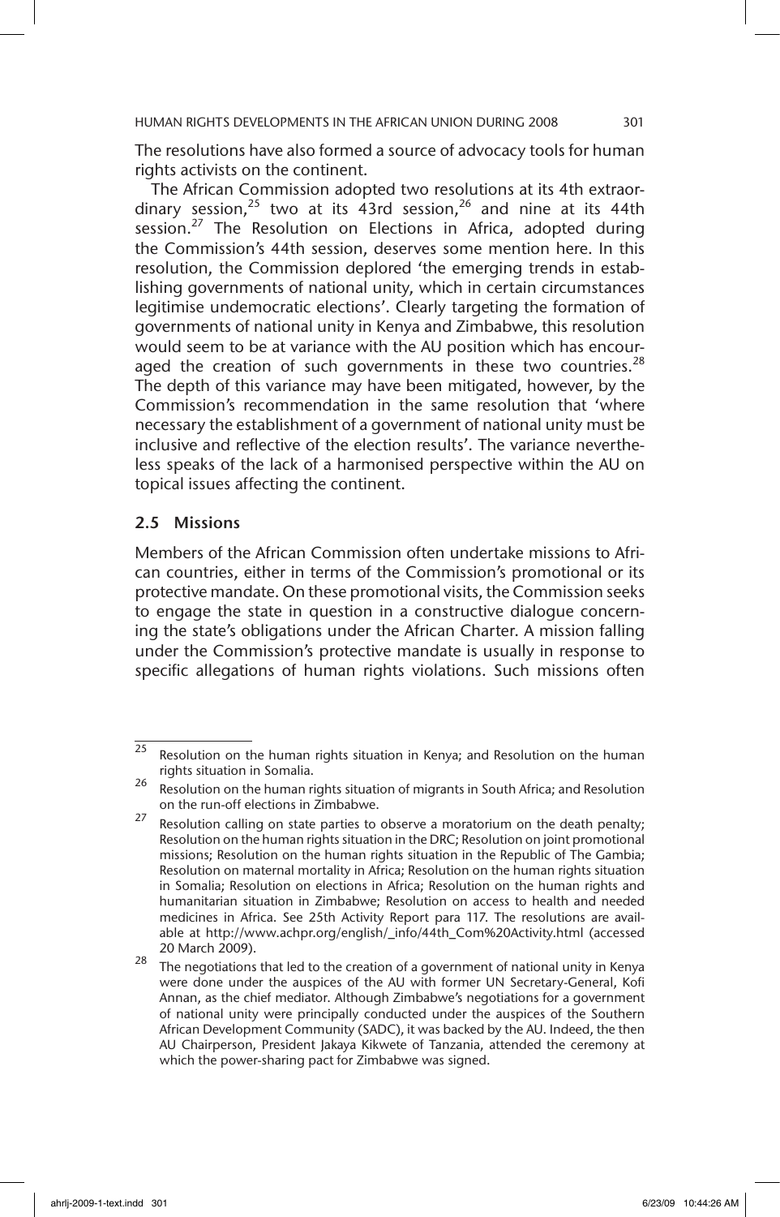The resolutions have also formed a source of advocacy tools for human rights activists on the continent.

The African Commission adopted two resolutions at its 4th extraordinary session,[25] two at its 43rd session,[26] and nine at its 44th session.[27] The Resolution on Elections in Africa, adopted during the Commission's 44th session, deserves some mention here. In this resolution, the Commission deplored 'the emerging trends in establishing governments of national unity, which in certain circumstances legitimise undemocratic elections'. Clearly targeting the formation of governments of national unity in Kenya and Zimbabwe, this resolution would seem to be at variance with the AU position which has encouraged the creation of such governments in these two countries.[28] The depth of this variance may have been mitigated, however, by the Commission's recommendation in the same resolution that 'where necessary the establishment of a government of national unity must be inclusive and reflective of the election results'. The variance nevertheless speaks of the lack of a harmonised perspective within the AU on topical issues affecting the continent.

### 2.5 Missions

Members of the African Commission often undertake missions to African countries, either in terms of the Commission's promotional or its protective mandate. On these promotional visits, the Commission seeks to engage the state in question in a constructive dialogue concerning the state's obligations under the African Charter. A mission falling under the Commission's protective mandate is usually in response to specific allegations of human rights violations. Such missions often

---

[25] Resolution on the human rights situation in Kenya; and Resolution on the human rights situation in Somalia.

[26] Resolution on the human rights situation of migrants in South Africa; and Resolution on the run-off elections in Zimbabwe.

[27] Resolution calling on state parties to observe a moratorium on the death penalty; Resolution on the human rights situation in the DRC; Resolution on joint promotional missions; Resolution on the human rights situation in the Republic of The Gambia; Resolution on maternal mortality in Africa; Resolution on the human rights situation in Somalia; Resolution on elections in Africa; Resolution on the human rights and humanitarian situation in Zimbabwe; Resolution on access to health and needed medicines in Africa. See 25th Activity Report para 117. The resolutions are available at http://www.achpr.org/english/_info/44th_Com%20Activity.html (accessed 20 March 2009).

[28] The negotiations that led to the creation of a government of national unity in Kenya were done under the auspices of the AU with former UN Secretary-General, Kofi Annan, as the chief mediator. Although Zimbabwe's negotiations for a government of national unity were principally conducted under the auspices of the Southern African Development Community (SADC), it was backed by the AU. Indeed, the then AU Chairperson, President Jakaya Kikwete of Tanzania, attended the ceremony at which the power-sharing pact for Zimbabwe was signed.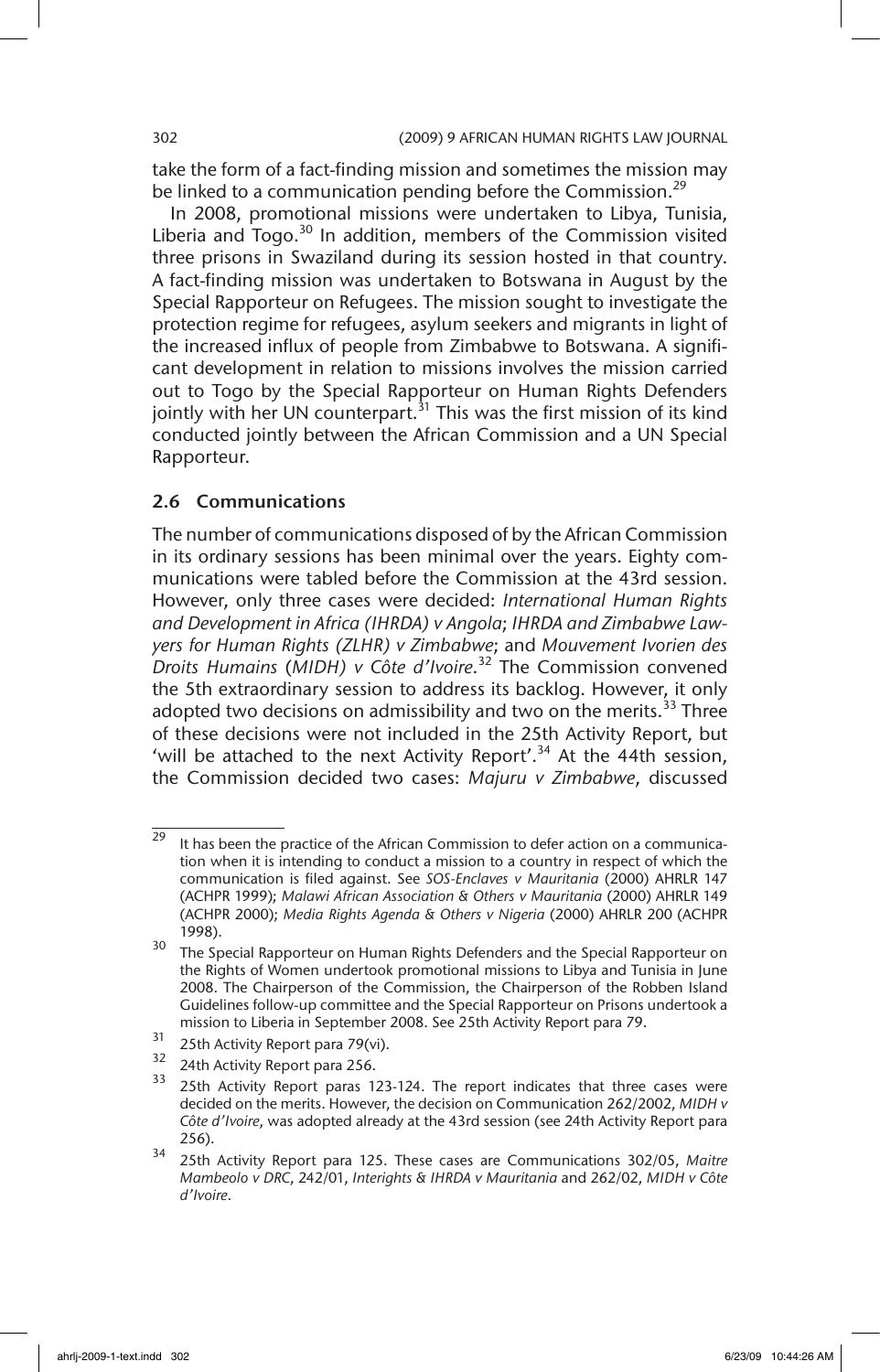take the form of a fact-finding mission and sometimes the mission may be linked to a communication pending before the Commission.[29]

In 2008, promotional missions were undertaken to Libya, Tunisia, Liberia and Togo.[30] In addition, members of the Commission visited three prisons in Swaziland during its session hosted in that country. A fact-finding mission was undertaken to Botswana in August by the Special Rapporteur on Refugees. The mission sought to investigate the protection regime for refugees, asylum seekers and migrants in light of the increased influx of people from Zimbabwe to Botswana. A significant development in relation to missions involves the mission carried out to Togo by the Special Rapporteur on Human Rights Defenders jointly with her UN counterpart.[31] This was the first mission of its kind conducted jointly between the African Commission and a UN Special Rapporteur.

### 2.6 Communications

The number of communications disposed of by the African Commission in its ordinary sessions has been minimal over the years. Eighty communications were tabled before the Commission at the 43rd session. However, only three cases were decided: *International Human Rights and Development in Africa (IHRDA) v Angola*; *IHRDA and Zimbabwe Lawyers for Human Rights (ZLHR) v Zimbabwe*; and *Mouvement Ivorien des Droits Humains (MIDH) v Côte d'Ivoire*.[32] The Commission convened the 5th extraordinary session to address its backlog. However, it only adopted two decisions on admissibility and two on the merits.[33] Three of these decisions were not included in the 25th Activity Report, but 'will be attached to the next Activity Report'.[34] At the 44th session, the Commission decided two cases: *Majuru v Zimbabwe*, discussed

---

[29] It has been the practice of the African Commission to defer action on a communication when it is intending to conduct a mission to a country in respect of which the communication is filed against. See *SOS-Enclaves v Mauritania* (2000) AHRLR 147 (ACHPR 1999); *Malawi African Association & Others v Mauritania* (2000) AHRLR 149 (ACHPR 2000); *Media Rights Agenda & Others v Nigeria* (2000) AHRLR 200 (ACHPR 1998).

[30] The Special Rapporteur on Human Rights Defenders and the Special Rapporteur on the Rights of Women undertook promotional missions to Libya and Tunisia in June 2008. The Chairperson of the Commission, the Chairperson of the Robben Island Guidelines follow-up committee and the Special Rapporteur on Prisons undertook a mission to Liberia in September 2008. See 25th Activity Report para 79.

[31] 25th Activity Report para 79(vi).

[32] 24th Activity Report para 256.

[33] 25th Activity Report paras 123-124. The report indicates that three cases were decided on the merits. However, the decision on Communication 262/2002, *MIDH v Côte d'Ivoire*, was adopted already at the 43rd session (see 24th Activity Report para 256).

[34] 25th Activity Report para 125. These cases are Communications 302/05, *Maitre Mambeolo v DRC*, 242/01, *Interights & IHRDA v Mauritania* and 262/02, *MIDH v Côte d'Ivoire*.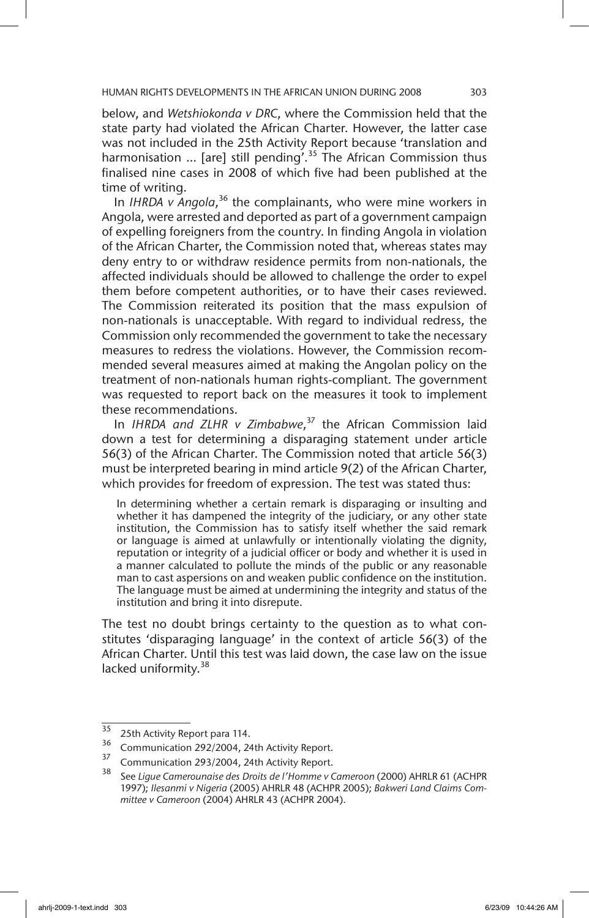below, and *Wetshiokonda v DRC*, where the Commission held that the state party had violated the African Charter. However, the latter case was not included in the 25th Activity Report because 'translation and harmonisation ... [are] still pending'.[35] The African Commission thus finalised nine cases in 2008 of which five had been published at the time of writing.

In *IHRDA v Angola*,[36] the complainants, who were mine workers in Angola, were arrested and deported as part of a government campaign of expelling foreigners from the country. In finding Angola in violation of the African Charter, the Commission noted that, whereas states may deny entry to or withdraw residence permits from non-nationals, the affected individuals should be allowed to challenge the order to expel them before competent authorities, or to have their cases reviewed. The Commission reiterated its position that the mass expulsion of non-nationals is unacceptable. With regard to individual redress, the Commission only recommended the government to take the necessary measures to redress the violations. However, the Commission recommended several measures aimed at making the Angolan policy on the treatment of non-nationals human rights-compliant. The government was requested to report back on the measures it took to implement these recommendations.

In *IHRDA and ZLHR v Zimbabwe*,[37] the African Commission laid down a test for determining a disparaging statement under article 56(3) of the African Charter. The Commission noted that article 56(3) must be interpreted bearing in mind article 9(2) of the African Charter, which provides for freedom of expression. The test was stated thus:

> In determining whether a certain remark is disparaging or insulting and whether it has dampened the integrity of the judiciary, or any other state institution, the Commission has to satisfy itself whether the said remark or language is aimed at unlawfully or intentionally violating the dignity, reputation or integrity of a judicial officer or body and whether it is used in a manner calculated to pollute the minds of the public or any reasonable man to cast aspersions on and weaken public confidence on the institution. The language must be aimed at undermining the integrity and status of the institution and bring it into disrepute.

The test no doubt brings certainty to the question as to what constitutes 'disparaging language' in the context of article 56(3) of the African Charter. Until this test was laid down, the case law on the issue lacked uniformity.[38]

---

35 25th Activity Report para 114.

36 Communication 292/2004, 24th Activity Report.

37 Communication 293/2004, 24th Activity Report.

38 See *Ligue Camerounaise des Droits de l'Homme v Cameroon* (2000) AHRLR 61 (ACHPR 1997); *Ilesanmi v Nigeria* (2005) AHRLR 48 (ACHPR 2005); *Bakweri Land Claims Committee v Cameroon* (2004) AHRLR 43 (ACHPR 2004).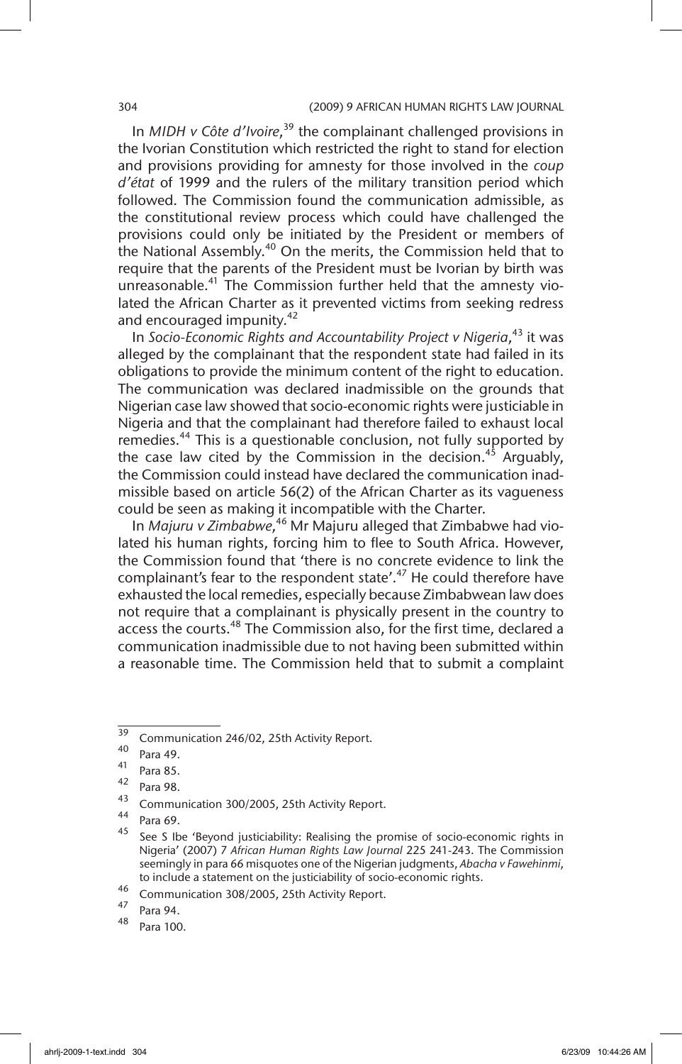In *MIDH v Côte d'Ivoire*,[39] the complainant challenged provisions in the Ivorian Constitution which restricted the right to stand for election and provisions providing for amnesty for those involved in the *coup d'état* of 1999 and the rulers of the military transition period which followed. The Commission found the communication admissible, as the constitutional review process which could have challenged the provisions could only be initiated by the President or members of the National Assembly.[40] On the merits, the Commission held that to require that the parents of the President must be Ivorian by birth was unreasonable.[41] The Commission further held that the amnesty violated the African Charter as it prevented victims from seeking redress and encouraged impunity.[42]

In *Socio-Economic Rights and Accountability Project v Nigeria*,[43] it was alleged by the complainant that the respondent state had failed in its obligations to provide the minimum content of the right to education. The communication was declared inadmissible on the grounds that Nigerian case law showed that socio-economic rights were justiciable in Nigeria and that the complainant had therefore failed to exhaust local remedies.[44] This is a questionable conclusion, not fully supported by the case law cited by the Commission in the decision.[45] Arguably, the Commission could instead have declared the communication inadmissible based on article 56(2) of the African Charter as its vagueness could be seen as making it incompatible with the Charter.

In *Majuru v Zimbabwe*,[46] Mr Majuru alleged that Zimbabwe had violated his human rights, forcing him to flee to South Africa. However, the Commission found that 'there is no concrete evidence to link the complainant's fear to the respondent state'.[47] He could therefore have exhausted the local remedies, especially because Zimbabwean law does not require that a complainant is physically present in the country to access the courts.[48] The Commission also, for the first time, declared a communication inadmissible due to not having been submitted within a reasonable time. The Commission held that to submit a complaint

---

[39] Communication 246/02, 25th Activity Report.

[40] Para 49.

[41] Para 85.

[42] Para 98.

[43] Communication 300/2005, 25th Activity Report.

[44] Para 69.

[45] See S Ibe 'Beyond justiciability: Realising the promise of socio-economic rights in Nigeria' (2007) 7 *African Human Rights Law Journal* 225 241-243. The Commission seemingly in para 66 misquotes one of the Nigerian judgments, *Abacha v Fawehinmi*, to include a statement on the justiciability of socio-economic rights.

[46] Communication 308/2005, 25th Activity Report.

[47] Para 94.

[48] Para 100.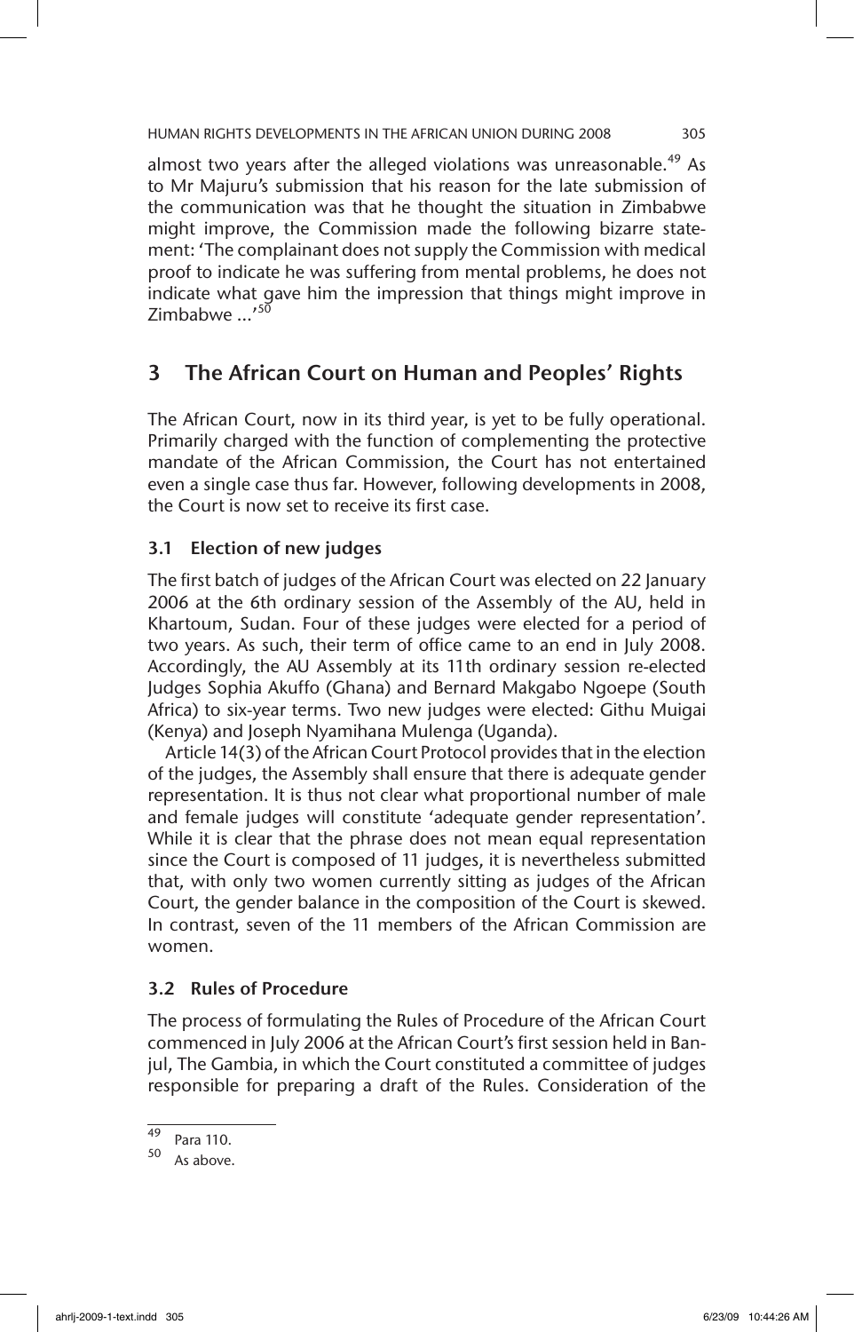almost two years after the alleged violations was unreasonable.[49] As to Mr Majuru's submission that his reason for the late submission of the communication was that he thought the situation in Zimbabwe might improve, the Commission made the following bizarre statement: 'The complainant does not supply the Commission with medical proof to indicate he was suffering from mental problems, he does not indicate what gave him the impression that things might improve in Zimbabwe ...'[50]

## 3 The African Court on Human and Peoples' Rights

The African Court, now in its third year, is yet to be fully operational. Primarily charged with the function of complementing the protective mandate of the African Commission, the Court has not entertained even a single case thus far. However, following developments in 2008, the Court is now set to receive its first case.

### 3.1 Election of new judges

The first batch of judges of the African Court was elected on 22 January 2006 at the 6th ordinary session of the Assembly of the AU, held in Khartoum, Sudan. Four of these judges were elected for a period of two years. As such, their term of office came to an end in July 2008. Accordingly, the AU Assembly at its 11th ordinary session re-elected Judges Sophia Akuffo (Ghana) and Bernard Makgabo Ngoepe (South Africa) to six-year terms. Two new judges were elected: Githu Muigai (Kenya) and Joseph Nyamihana Mulenga (Uganda).

Article 14(3) of the African Court Protocol provides that in the election of the judges, the Assembly shall ensure that there is adequate gender representation. It is thus not clear what proportional number of male and female judges will constitute 'adequate gender representation'. While it is clear that the phrase does not mean equal representation since the Court is composed of 11 judges, it is nevertheless submitted that, with only two women currently sitting as judges of the African Court, the gender balance in the composition of the Court is skewed. In contrast, seven of the 11 members of the African Commission are women.

### 3.2 Rules of Procedure

The process of formulating the Rules of Procedure of the African Court commenced in July 2006 at the African Court's first session held in Banjul, The Gambia, in which the Court constituted a committee of judges responsible for preparing a draft of the Rules. Consideration of the

---

[49] Para 110.

[50] As above.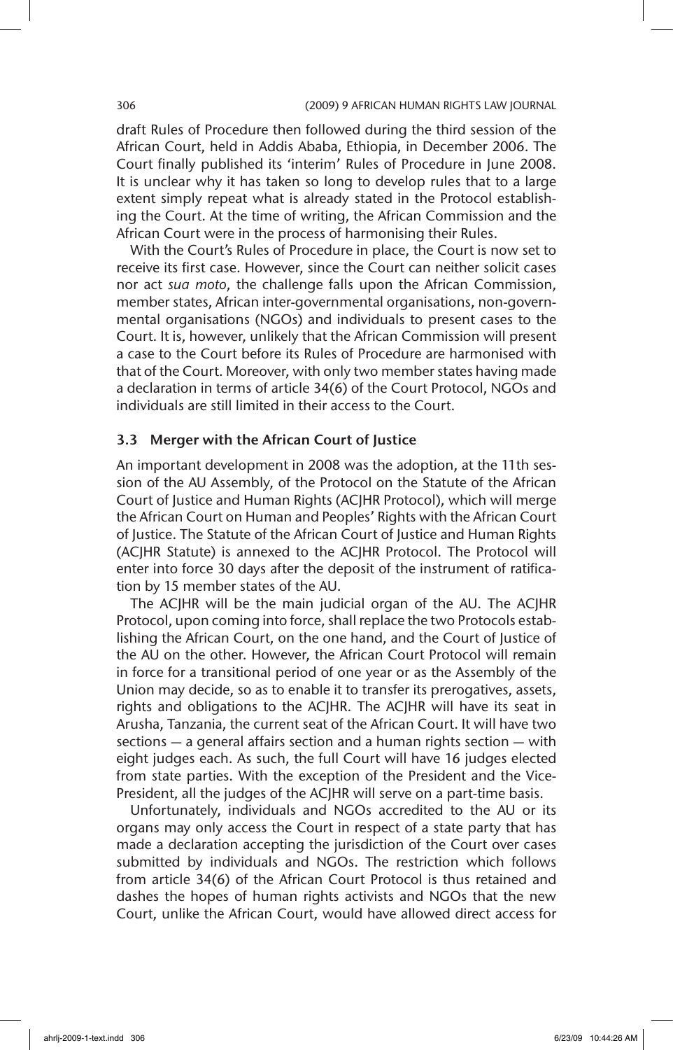draft Rules of Procedure then followed during the third session of the African Court, held in Addis Ababa, Ethiopia, in December 2006. The Court finally published its 'interim' Rules of Procedure in June 2008. It is unclear why it has taken so long to develop rules that to a large extent simply repeat what is already stated in the Protocol establishing the Court. At the time of writing, the African Commission and the African Court were in the process of harmonising their Rules.

With the Court's Rules of Procedure in place, the Court is now set to receive its first case. However, since the Court can neither solicit cases nor act *sua moto*, the challenge falls upon the African Commission, member states, African inter-governmental organisations, non-governmental organisations (NGOs) and individuals to present cases to the Court. It is, however, unlikely that the African Commission will present a case to the Court before its Rules of Procedure are harmonised with that of the Court. Moreover, with only two member states having made a declaration in terms of article 34(6) of the Court Protocol, NGOs and individuals are still limited in their access to the Court.

### 3.3 Merger with the African Court of Justice

An important development in 2008 was the adoption, at the 11th session of the AU Assembly, of the Protocol on the Statute of the African Court of Justice and Human Rights (ACJHR Protocol), which will merge the African Court on Human and Peoples' Rights with the African Court of Justice. The Statute of the African Court of Justice and Human Rights (ACJHR Statute) is annexed to the ACJHR Protocol. The Protocol will enter into force 30 days after the deposit of the instrument of ratification by 15 member states of the AU.

The ACJHR will be the main judicial organ of the AU. The ACJHR Protocol, upon coming into force, shall replace the two Protocols establishing the African Court, on the one hand, and the Court of Justice of the AU on the other. However, the African Court Protocol will remain in force for a transitional period of one year or as the Assembly of the Union may decide, so as to enable it to transfer its prerogatives, assets, rights and obligations to the ACJHR. The ACJHR will have its seat in Arusha, Tanzania, the current seat of the African Court. It will have two sections — a general affairs section and a human rights section — with eight judges each. As such, the full Court will have 16 judges elected from state parties. With the exception of the President and the Vice-President, all the judges of the ACJHR will serve on a part-time basis.

Unfortunately, individuals and NGOs accredited to the AU or its organs may only access the Court in respect of a state party that has made a declaration accepting the jurisdiction of the Court over cases submitted by individuals and NGOs. The restriction which follows from article 34(6) of the African Court Protocol is thus retained and dashes the hopes of human rights activists and NGOs that the new Court, unlike the African Court, would have allowed direct access for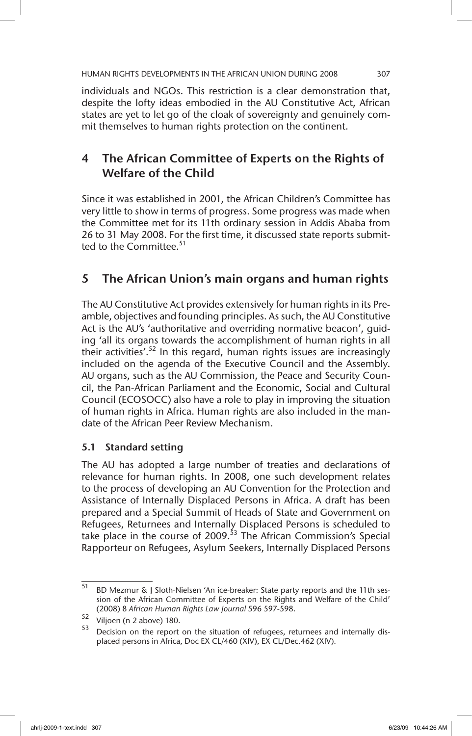individuals and NGOs. This restriction is a clear demonstration that, despite the lofty ideas embodied in the AU Constitutive Act, African states are yet to let go of the cloak of sovereignty and genuinely commit themselves to human rights protection on the continent.

## 4 The African Committee of Experts on the Rights of Welfare of the Child

Since it was established in 2001, the African Children's Committee has very little to show in terms of progress. Some progress was made when the Committee met for its 11th ordinary session in Addis Ababa from 26 to 31 May 2008. For the first time, it discussed state reports submitted to the Committee.[51]

## 5 The African Union's main organs and human rights

The AU Constitutive Act provides extensively for human rights in its Preamble, objectives and founding principles. As such, the AU Constitutive Act is the AU's 'authoritative and overriding normative beacon', guiding 'all its organs towards the accomplishment of human rights in all their activities'.[52] In this regard, human rights issues are increasingly included on the agenda of the Executive Council and the Assembly. AU organs, such as the AU Commission, the Peace and Security Council, the Pan-African Parliament and the Economic, Social and Cultural Council (ECOSOCC) also have a role to play in improving the situation of human rights in Africa. Human rights are also included in the mandate of the African Peer Review Mechanism.

### 5.1 Standard setting

The AU has adopted a large number of treaties and declarations of relevance for human rights. In 2008, one such development relates to the process of developing an AU Convention for the Protection and Assistance of Internally Displaced Persons in Africa. A draft has been prepared and a Special Summit of Heads of State and Government on Refugees, Returnees and Internally Displaced Persons is scheduled to take place in the course of 2009.[53] The African Commission's Special Rapporteur on Refugees, Asylum Seekers, Internally Displaced Persons

---

[51] BD Mezmur & J Sloth-Nielsen 'An ice-breaker: State party reports and the 11th session of the African Committee of Experts on the Rights and Welfare of the Child' (2008) 8 *African Human Rights Law Journal* 596 597-598.

[52] Viljoen (n 2 above) 180.

[53] Decision on the report on the situation of refugees, returnees and internally displaced persons in Africa, Doc EX CL/460 (XIV), EX CL/Dec.462 (XIV).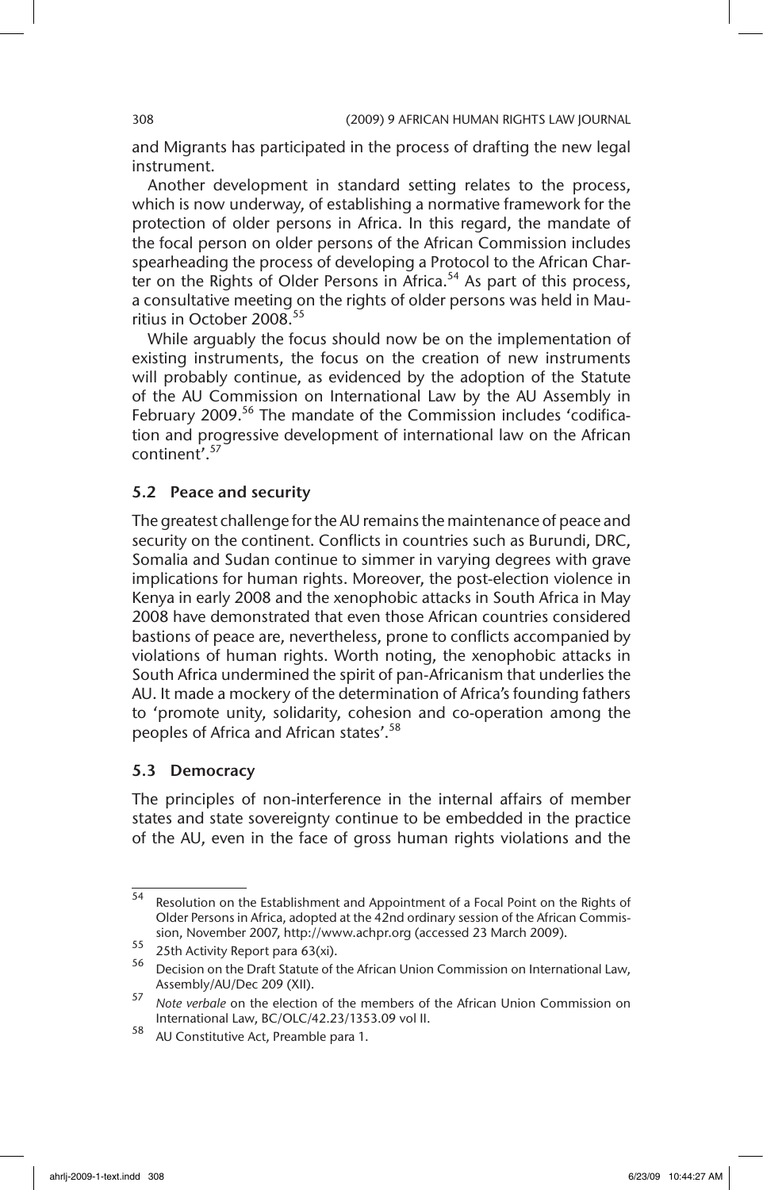and Migrants has participated in the process of drafting the new legal instrument.

Another development in standard setting relates to the process, which is now underway, of establishing a normative framework for the protection of older persons in Africa. In this regard, the mandate of the focal person on older persons of the African Commission includes spearheading the process of developing a Protocol to the African Charter on the Rights of Older Persons in Africa.[54] As part of this process, a consultative meeting on the rights of older persons was held in Mauritius in October 2008.[55]

While arguably the focus should now be on the implementation of existing instruments, the focus on the creation of new instruments will probably continue, as evidenced by the adoption of the Statute of the AU Commission on International Law by the AU Assembly in February 2009.[56] The mandate of the Commission includes 'codification and progressive development of international law on the African continent'.[57]

## 5.2 Peace and security

The greatest challenge for the AU remains the maintenance of peace and security on the continent. Conflicts in countries such as Burundi, DRC, Somalia and Sudan continue to simmer in varying degrees with grave implications for human rights. Moreover, the post-election violence in Kenya in early 2008 and the xenophobic attacks in South Africa in May 2008 have demonstrated that even those African countries considered bastions of peace are, nevertheless, prone to conflicts accompanied by violations of human rights. Worth noting, the xenophobic attacks in South Africa undermined the spirit of pan-Africanism that underlies the AU. It made a mockery of the determination of Africa's founding fathers to 'promote unity, solidarity, cohesion and co-operation among the peoples of Africa and African states'.[58]

## 5.3 Democracy

The principles of non-interference in the internal affairs of member states and state sovereignty continue to be embedded in the practice of the AU, even in the face of gross human rights violations and the

---

[54] Resolution on the Establishment and Appointment of a Focal Point on the Rights of Older Persons in Africa, adopted at the 42nd ordinary session of the African Commission, November 2007, http://www.achpr.org (accessed 23 March 2009).

[55] 25th Activity Report para 63(xi).

[56] Decision on the Draft Statute of the African Union Commission on International Law, Assembly/AU/Dec 209 (XII).

[57] *Note verbale* on the election of the members of the African Union Commission on International Law, BC/OLC/42.23/1353.09 vol II.

[58] AU Constitutive Act, Preamble para 1.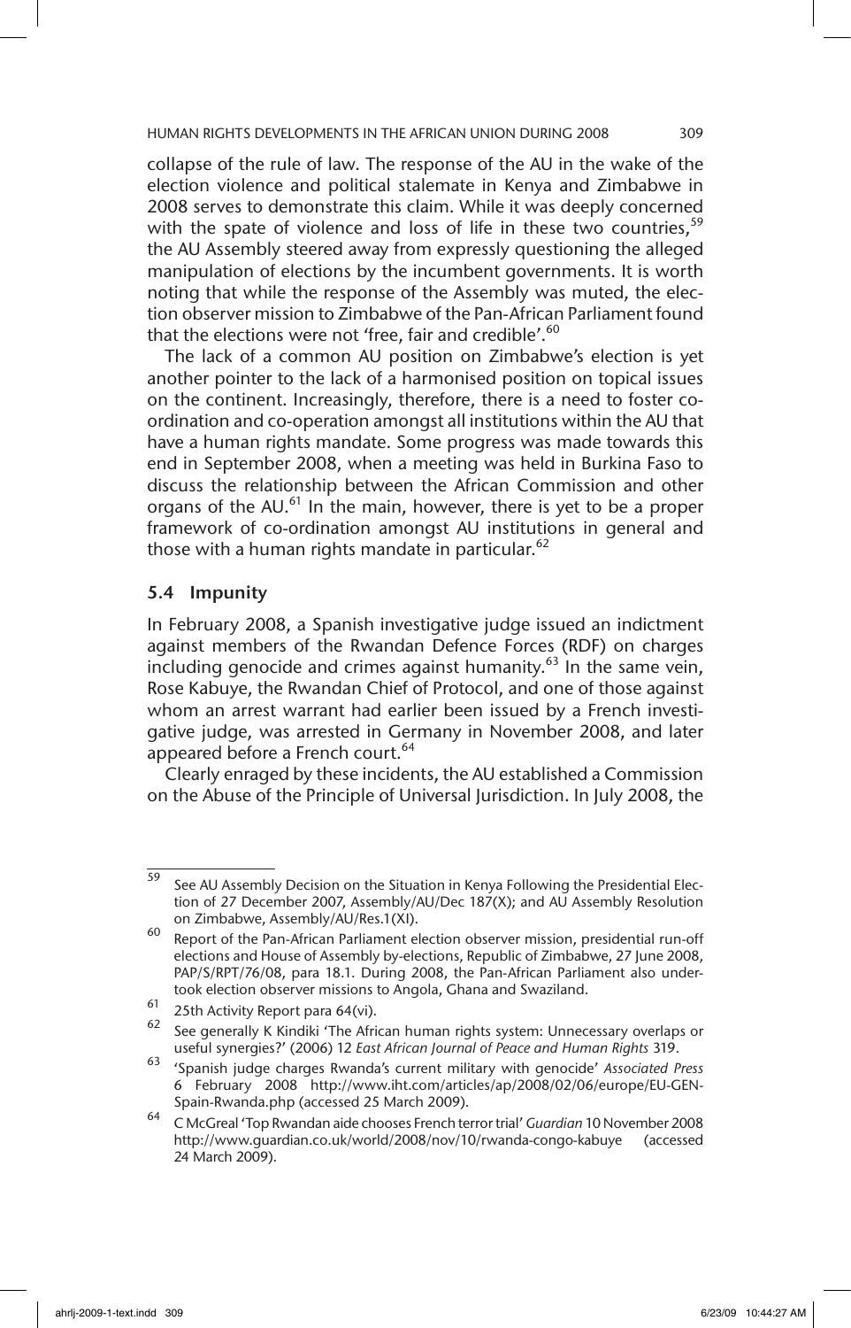collapse of the rule of law. The response of the AU in the wake of the election violence and political stalemate in Kenya and Zimbabwe in 2008 serves to demonstrate this claim. While it was deeply concerned with the spate of violence and loss of life in these two countries,[59] the AU Assembly steered away from expressly questioning the alleged manipulation of elections by the incumbent governments. It is worth noting that while the response of the Assembly was muted, the election observer mission to Zimbabwe of the Pan-African Parliament found that the elections were not 'free, fair and credible'.[60]

The lack of a common AU position on Zimbabwe's election is yet another pointer to the lack of a harmonised position on topical issues on the continent. Increasingly, therefore, there is a need to foster coordination and co-operation amongst all institutions within the AU that have a human rights mandate. Some progress was made towards this end in September 2008, when a meeting was held in Burkina Faso to discuss the relationship between the African Commission and other organs of the AU.[61] In the main, however, there is yet to be a proper framework of co-ordination amongst AU institutions in general and those with a human rights mandate in particular.[62]

### 5.4 Impunity

In February 2008, a Spanish investigative judge issued an indictment against members of the Rwandan Defence Forces (RDF) on charges including genocide and crimes against humanity.[63] In the same vein, Rose Kabuye, the Rwandan Chief of Protocol, and one of those against whom an arrest warrant had earlier been issued by a French investigative judge, was arrested in Germany in November 2008, and later appeared before a French court.[64]

Clearly enraged by these incidents, the AU established a Commission on the Abuse of the Principle of Universal Jurisdiction. In July 2008, the

---

[59] See AU Assembly Decision on the Situation in Kenya Following the Presidential Election of 27 December 2007, Assembly/AU/Dec 187(X); and AU Assembly Resolution on Zimbabwe, Assembly/AU/Res.1(XI).

[60] Report of the Pan-African Parliament election observer mission, presidential run-off elections and House of Assembly by-elections, Republic of Zimbabwe, 27 June 2008, PAP/S/RPT/76/08, para 18.1. During 2008, the Pan-African Parliament also undertook election observer missions to Angola, Ghana and Swaziland.

[61] 25th Activity Report para 64(vi).

[62] See generally K Kindiki 'The African human rights system: Unnecessary overlaps or useful synergies?' (2006) 12 *East African Journal of Peace and Human Rights* 319.

[63] 'Spanish judge charges Rwanda's current military with genocide' *Associated Press* 6 February 2008 http://www.iht.com/articles/ap/2008/02/06/europe/EU-GEN-Spain-Rwanda.php (accessed 25 March 2009).

[64] C McGreal 'Top Rwandan aide chooses French terror trial' *Guardian* 10 November 2008 http://www.guardian.co.uk/world/2008/nov/10/rwanda-congo-kabuye (accessed 24 March 2009).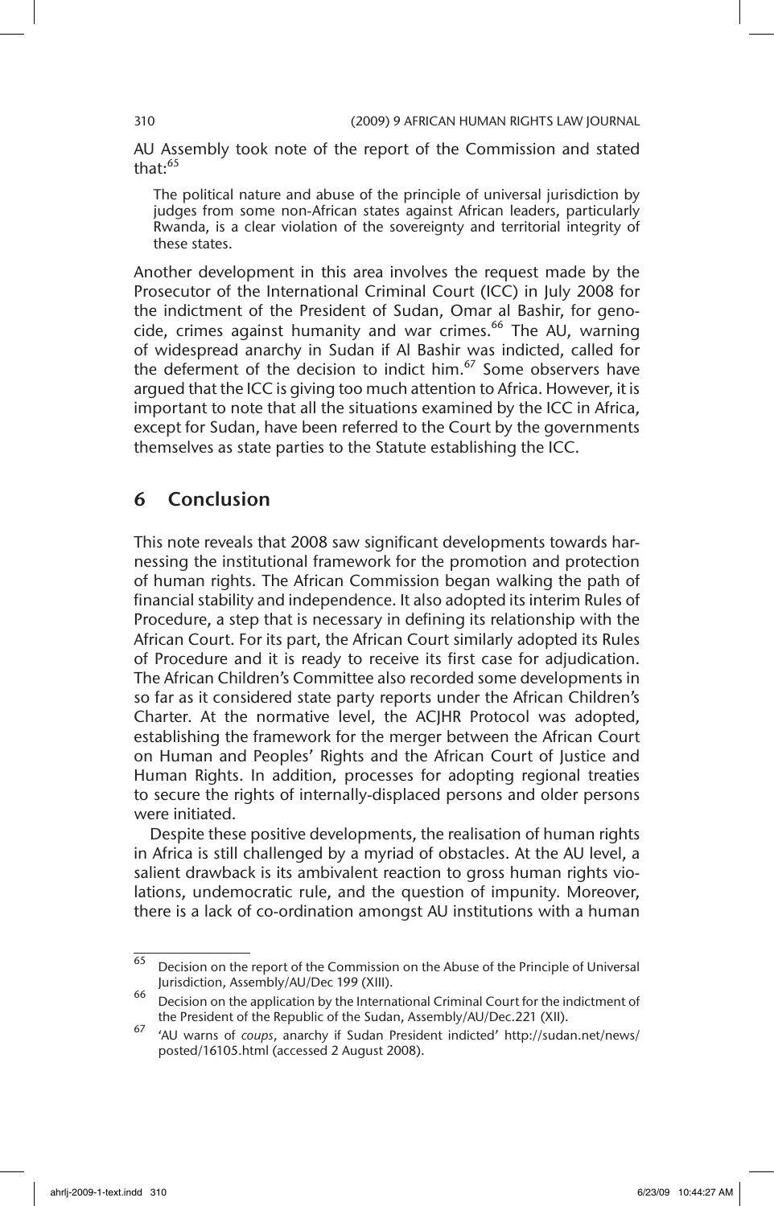AU Assembly took note of the report of the Commission and stated that:[65]

> The political nature and abuse of the principle of universal jurisdiction by judges from some non-African states against African leaders, particularly Rwanda, is a clear violation of the sovereignty and territorial integrity of these states.

Another development in this area involves the request made by the Prosecutor of the International Criminal Court (ICC) in July 2008 for the indictment of the President of Sudan, Omar al Bashir, for genocide, crimes against humanity and war crimes.[66] The AU, warning of widespread anarchy in Sudan if Al Bashir was indicted, called for the deferment of the decision to indict him.[67] Some observers have argued that the ICC is giving too much attention to Africa. However, it is important to note that all the situations examined by the ICC in Africa, except for Sudan, have been referred to the Court by the governments themselves as state parties to the Statute establishing the ICC.

## 6 Conclusion

This note reveals that 2008 saw significant developments towards harnessing the institutional framework for the promotion and protection of human rights. The African Commission began walking the path of financial stability and independence. It also adopted its interim Rules of Procedure, a step that is necessary in defining its relationship with the African Court. For its part, the African Court similarly adopted its Rules of Procedure and it is ready to receive its first case for adjudication. The African Children's Committee also recorded some developments in so far as it considered state party reports under the African Children's Charter. At the normative level, the ACJHR Protocol was adopted, establishing the framework for the merger between the African Court on Human and Peoples' Rights and the African Court of Justice and Human Rights. In addition, processes for adopting regional treaties to secure the rights of internally-displaced persons and older persons were initiated.

Despite these positive developments, the realisation of human rights in Africa is still challenged by a myriad of obstacles. At the AU level, a salient drawback is its ambivalent reaction to gross human rights violations, undemocratic rule, and the question of impunity. Moreover, there is a lack of co-ordination amongst AU institutions with a human

---

65 Decision on the report of the Commission on the Abuse of the Principle of Universal Jurisdiction, Assembly/AU/Dec 199 (XIII).

66 Decision on the application by the International Criminal Court for the indictment of the President of the Republic of the Sudan, Assembly/AU/Dec.221 (XII).

67 'AU warns of *coups*, anarchy if Sudan President indicted' http://sudan.net/news/posted/16105.html (accessed 2 August 2008).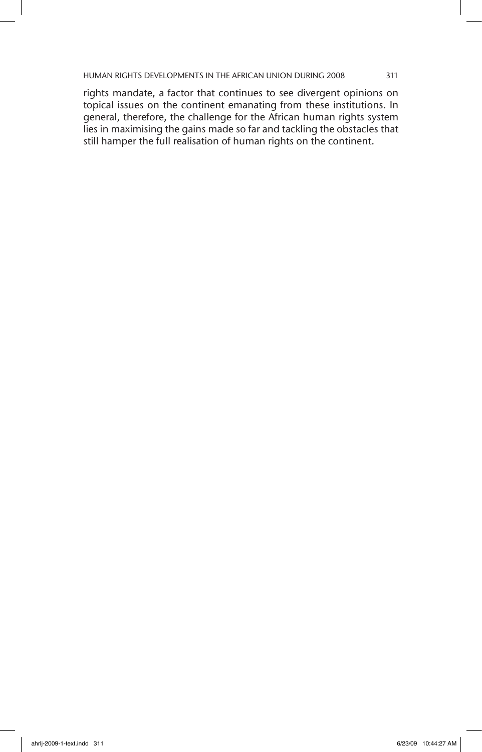rights mandate, a factor that continues to see divergent opinions on topical issues on the continent emanating from these institutions. In general, therefore, the challenge for the African human rights system lies in maximising the gains made so far and tackling the obstacles that still hamper the full realisation of human rights on the continent.